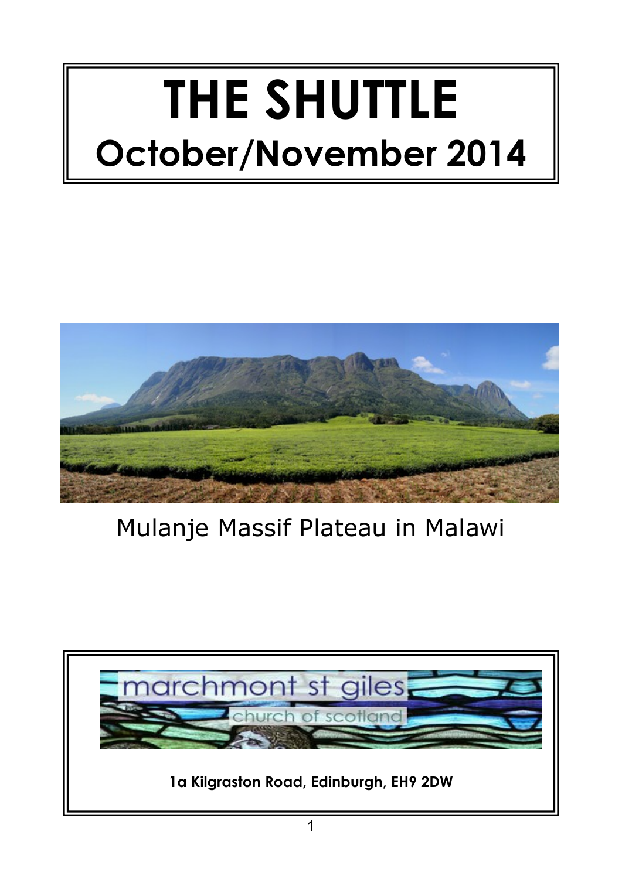# THE SHUTTLE

## October/November 2014

Mulanje Massif Plateau in Malawi

marchmont st giles

church of scotland

**1a Kilgraston Road, Edinburgh, EH9 2DW**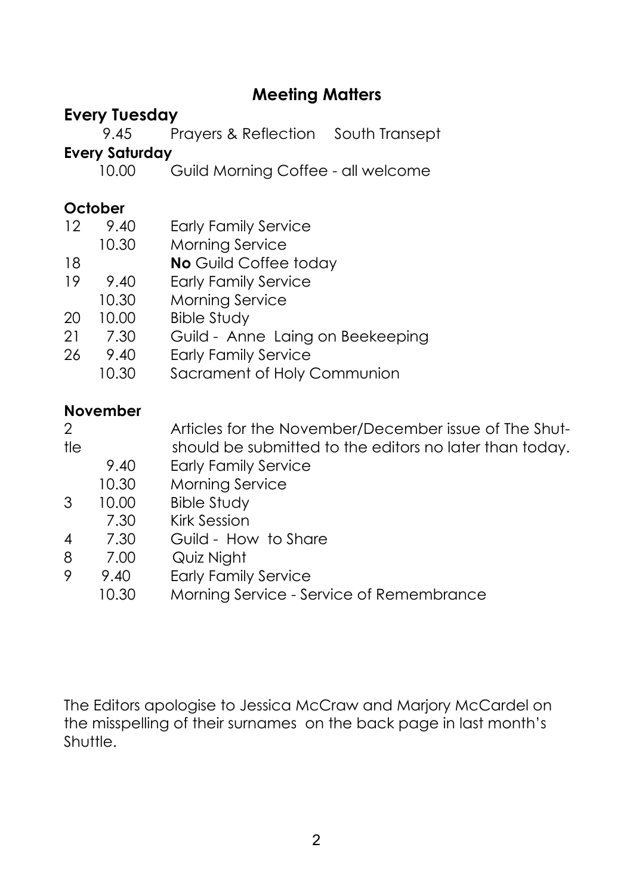## Meeting Matters

**Every Tuesday**

9.45 Prayers & Reflection South Transept

**Every Saturday**

10.00 Guild Morning Coffee - all welcome

**October**

| | | |
|---|---|---|
| 12 | 9.40 | Early Family Service |
| | 10.30 | Morning Service |
| 18 | | **No** Guild Coffee today |
| 19 | 9.40 | Early Family Service |
| | 10.30 | Morning Service |
| 20 | 10.00 | Bible Study |
| 21 | 7.30 | Guild - Anne Laing on Beekeeping |
| 26 | 9.40 | Early Family Service |
| | 10.30 | Sacrament of Holy Communion |

**November**

| | | |
|---|---|---|
| 2 | | Articles for the November/December issue of The Shuttle should be submitted to the editors no later than today. |
| | 9.40 | Early Family Service |
| | 10.30 | Morning Service |
| 3 | 10.00 | Bible Study |
| | 7.30 | Kirk Session |
| 4 | 7.30 | Guild - How to Share |
| 8 | 7.00 | Quiz Night |
| 9 | 9.40 | Early Family Service |
| | 10.30 | Morning Service - Service of Remembrance |

The Editors apologise to Jessica McCraw and Marjory McCardel on the misspelling of their surnames on the back page in last month's Shuttle.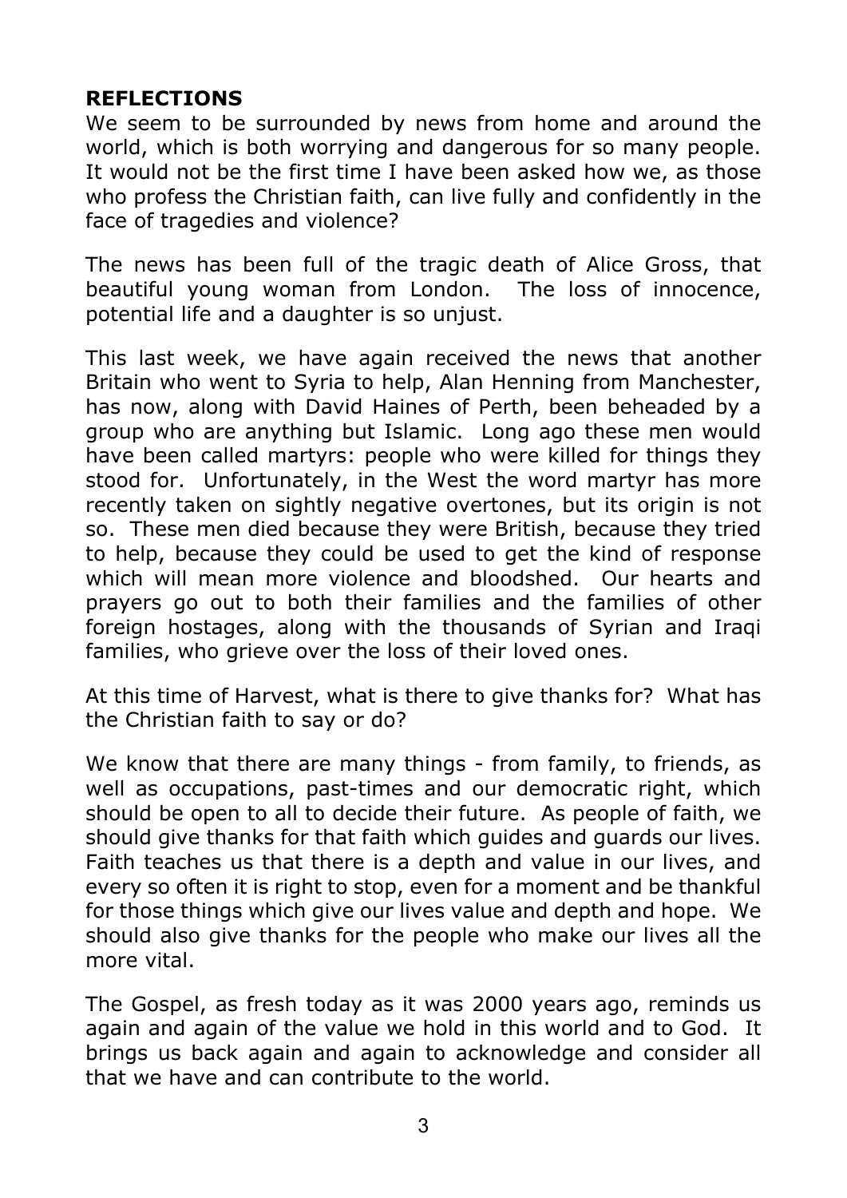## REFLECTIONS

We seem to be surrounded by news from home and around the world, which is both worrying and dangerous for so many people. It would not be the first time I have been asked how we, as those who profess the Christian faith, can live fully and confidently in the face of tragedies and violence?

The news has been full of the tragic death of Alice Gross, that beautiful young woman from London. The loss of innocence, potential life and a daughter is so unjust.

This last week, we have again received the news that another Britain who went to Syria to help, Alan Henning from Manchester, has now, along with David Haines of Perth, been beheaded by a group who are anything but Islamic. Long ago these men would have been called martyrs: people who were killed for things they stood for. Unfortunately, in the West the word martyr has more recently taken on sightly negative overtones, but its origin is not so. These men died because they were British, because they tried to help, because they could be used to get the kind of response which will mean more violence and bloodshed. Our hearts and prayers go out to both their families and the families of other foreign hostages, along with the thousands of Syrian and Iraqi families, who grieve over the loss of their loved ones.

At this time of Harvest, what is there to give thanks for? What has the Christian faith to say or do?

We know that there are many things - from family, to friends, as well as occupations, past-times and our democratic right, which should be open to all to decide their future. As people of faith, we should give thanks for that faith which guides and guards our lives. Faith teaches us that there is a depth and value in our lives, and every so often it is right to stop, even for a moment and be thankful for those things which give our lives value and depth and hope. We should also give thanks for the people who make our lives all the more vital.

The Gospel, as fresh today as it was 2000 years ago, reminds us again and again of the value we hold in this world and to God. It brings us back again and again to acknowledge and consider all that we have and can contribute to the world.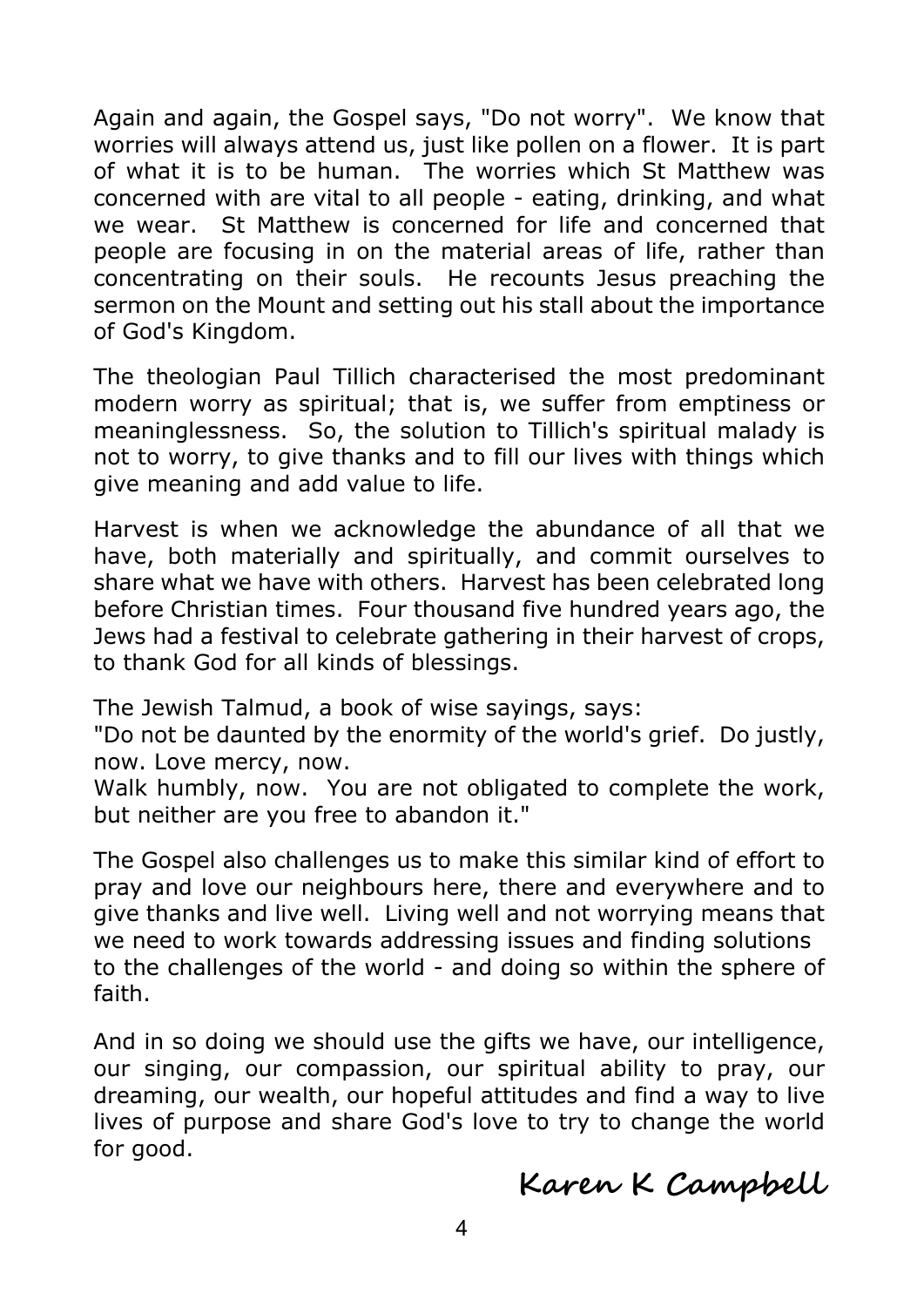Again and again, the Gospel says, "Do not worry". We know that worries will always attend us, just like pollen on a flower. It is part of what it is to be human. The worries which St Matthew was concerned with are vital to all people - eating, drinking, and what we wear. St Matthew is concerned for life and concerned that people are focusing in on the material areas of life, rather than concentrating on their souls. He recounts Jesus preaching the sermon on the Mount and setting out his stall about the importance of God's Kingdom.

The theologian Paul Tillich characterised the most predominant modern worry as spiritual; that is, we suffer from emptiness or meaninglessness. So, the solution to Tillich's spiritual malady is not to worry, to give thanks and to fill our lives with things which give meaning and add value to life.

Harvest is when we acknowledge the abundance of all that we have, both materially and spiritually, and commit ourselves to share what we have with others. Harvest has been celebrated long before Christian times. Four thousand five hundred years ago, the Jews had a festival to celebrate gathering in their harvest of crops, to thank God for all kinds of blessings.

The Jewish Talmud, a book of wise sayings, says:
"Do not be daunted by the enormity of the world's grief. Do justly, now. Love mercy, now.
Walk humbly, now. You are not obligated to complete the work, but neither are you free to abandon it."

The Gospel also challenges us to make this similar kind of effort to pray and love our neighbours here, there and everywhere and to give thanks and live well. Living well and not worrying means that we need to work towards addressing issues and finding solutions to the challenges of the world - and doing so within the sphere of faith.

And in so doing we should use the gifts we have, our intelligence, our singing, our compassion, our spiritual ability to pray, our dreaming, our wealth, our hopeful attitudes and find a way to live lives of purpose and share God's love to try to change the world for good.

**Karen K Campbell**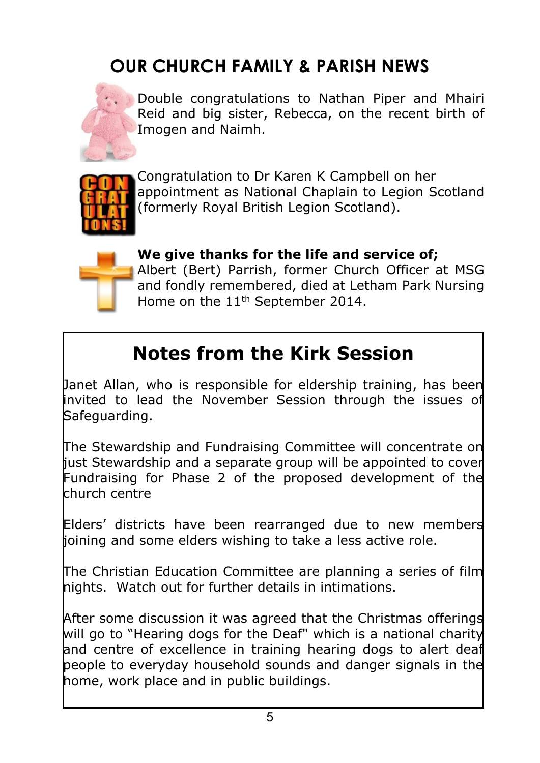# OUR CHURCH FAMILY & PARISH NEWS

Double congratulations to Nathan Piper and Mhairi Reid and big sister, Rebecca, on the recent birth of Imogen and Naimh.

Congratulation to Dr Karen K Campbell on her appointment as National Chaplain to Legion Scotland (formerly Royal British Legion Scotland).

**We give thanks for the life and service of;**
Albert (Bert) Parrish, former Church Officer at MSG and fondly remembered, died at Letham Park Nursing Home on the 11th September 2014.

## Notes from the Kirk Session

Janet Allan, who is responsible for eldership training, has been invited to lead the November Session through the issues of Safeguarding.

The Stewardship and Fundraising Committee will concentrate on just Stewardship and a separate group will be appointed to cover Fundraising for Phase 2 of the proposed development of the church centre

Elders' districts have been rearranged due to new members joining and some elders wishing to take a less active role.

The Christian Education Committee are planning a series of film nights. Watch out for further details in intimations.

After some discussion it was agreed that the Christmas offerings will go to "Hearing dogs for the Deaf" which is a national charity and centre of excellence in training hearing dogs to alert deaf people to everyday household sounds and danger signals in the home, work place and in public buildings.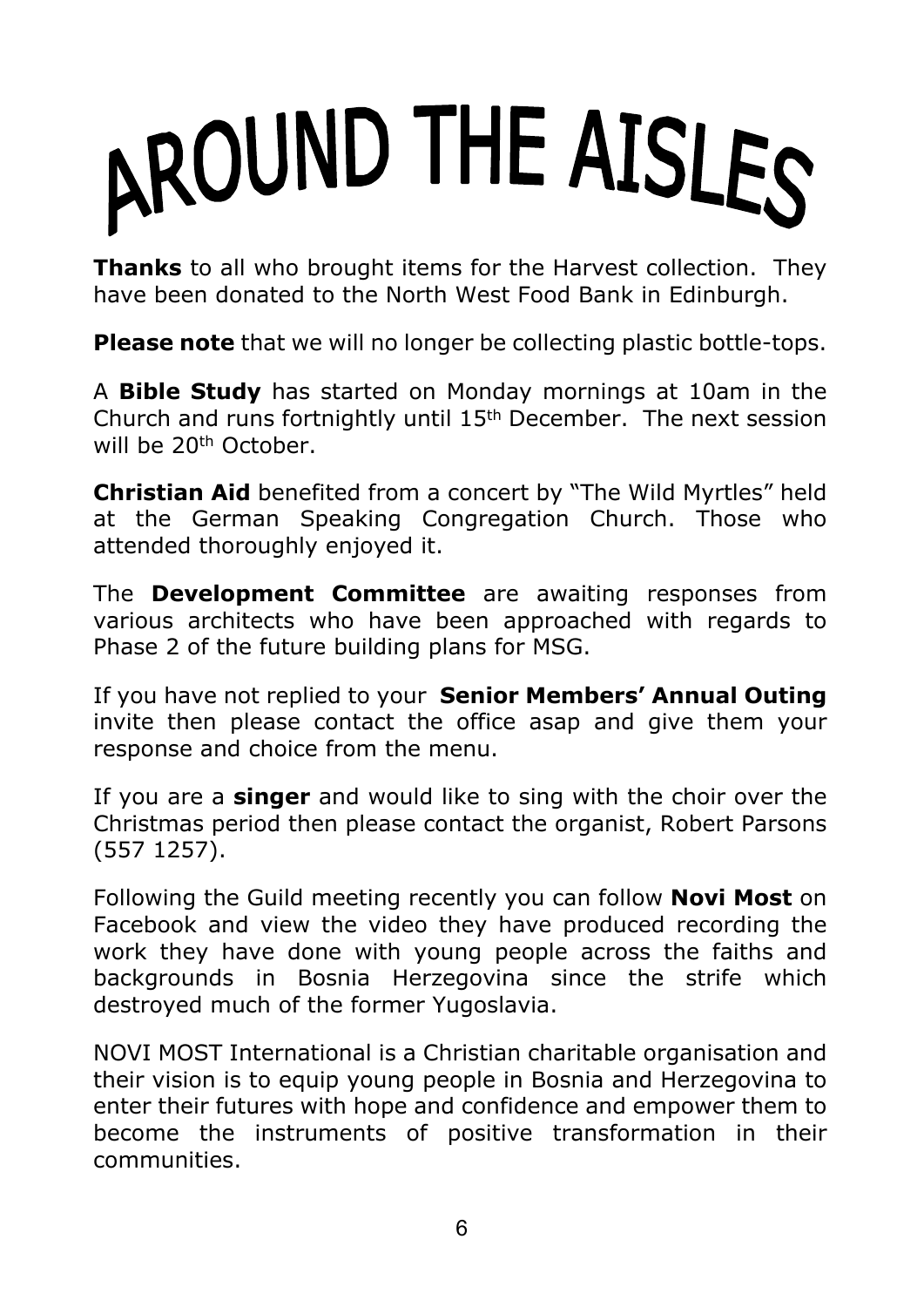# AROUND THE AISLES

**Thanks** to all who brought items for the Harvest collection. They have been donated to the North West Food Bank in Edinburgh.

**Please note** that we will no longer be collecting plastic bottle-tops.

A **Bible Study** has started on Monday mornings at 10am in the Church and runs fortnightly until 15th December. The next session will be 20th October.

**Christian Aid** benefited from a concert by "The Wild Myrtles" held at the German Speaking Congregation Church. Those who attended thoroughly enjoyed it.

The **Development Committee** are awaiting responses from various architects who have been approached with regards to Phase 2 of the future building plans for MSG.

If you have not replied to your **Senior Members' Annual Outing** invite then please contact the office asap and give them your response and choice from the menu.

If you are a **singer** and would like to sing with the choir over the Christmas period then please contact the organist, Robert Parsons (557 1257).

Following the Guild meeting recently you can follow **Novi Most** on Facebook and view the video they have produced recording the work they have done with young people across the faiths and backgrounds in Bosnia Herzegovina since the strife which destroyed much of the former Yugoslavia.

NOVI MOST International is a Christian charitable organisation and their vision is to equip young people in Bosnia and Herzegovina to enter their futures with hope and confidence and empower them to become the instruments of positive transformation in their communities.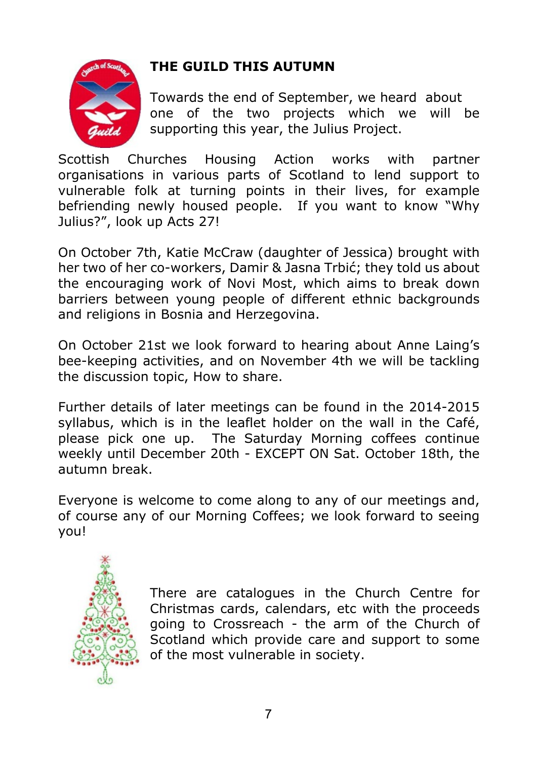## THE GUILD THIS AUTUMN

Towards the end of September, we heard about one of the two projects which we will be supporting this year, the Julius Project.

Scottish Churches Housing Action works with partner organisations in various parts of Scotland to lend support to vulnerable folk at turning points in their lives, for example befriending newly housed people. If you want to know "Why Julius?", look up Acts 27!

On October 7th, Katie McCraw (daughter of Jessica) brought with her two of her co-workers, Damir & Jasna Trbić; they told us about the encouraging work of Novi Most, which aims to break down barriers between young people of different ethnic backgrounds and religions in Bosnia and Herzegovina.

On October 21st we look forward to hearing about Anne Laing's bee-keeping activities, and on November 4th we will be tackling the discussion topic, How to share.

Further details of later meetings can be found in the 2014-2015 syllabus, which is in the leaflet holder on the wall in the Café, please pick one up. The Saturday Morning coffees continue weekly until December 20th - EXCEPT ON Sat. October 18th, the autumn break.

Everyone is welcome to come along to any of our meetings and, of course any of our Morning Coffees; we look forward to seeing you!

There are catalogues in the Church Centre for Christmas cards, calendars, etc with the proceeds going to Crossreach - the arm of the Church of Scotland which provide care and support to some of the most vulnerable in society.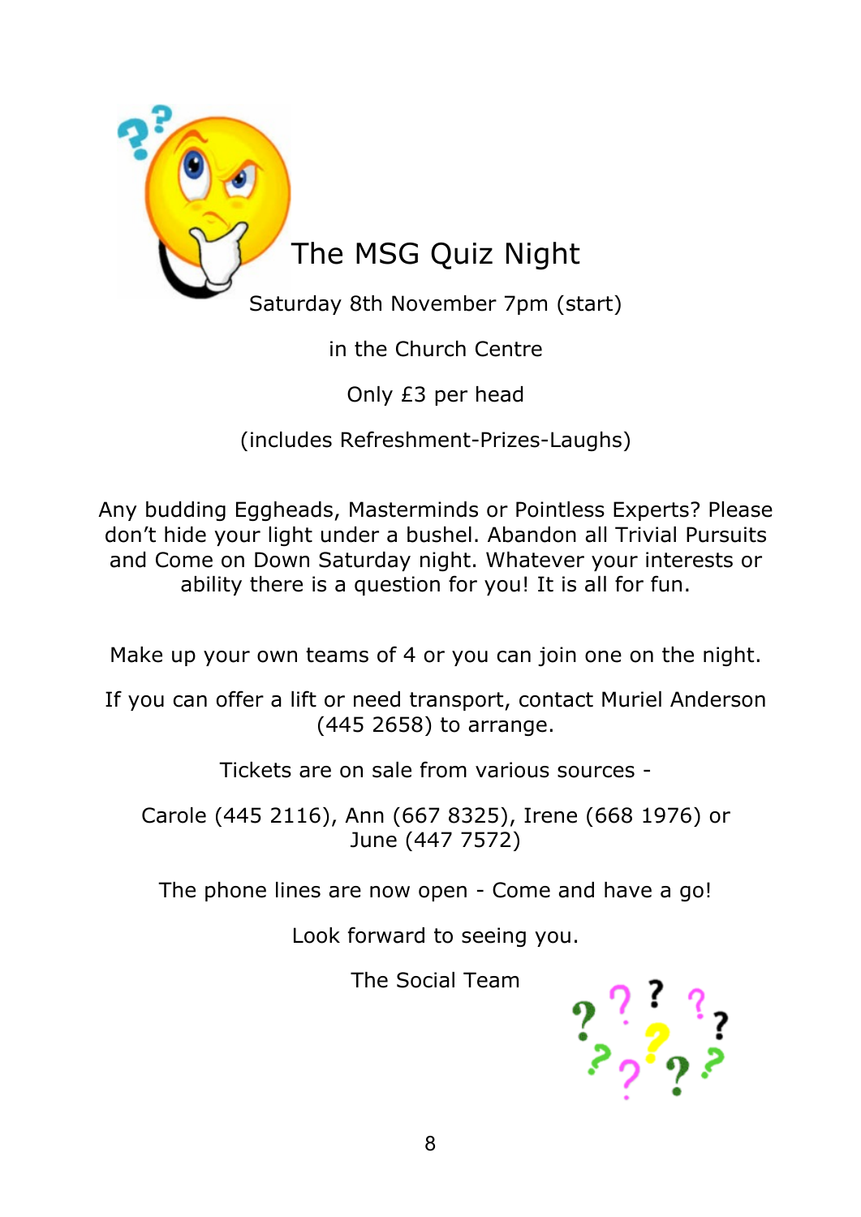# The MSG Quiz Night

Saturday 8th November 7pm (start)

in the Church Centre

Only £3 per head

(includes Refreshment-Prizes-Laughs)

Any budding Eggheads, Masterminds or Pointless Experts? Please don't hide your light under a bushel. Abandon all Trivial Pursuits and Come on Down Saturday night. Whatever your interests or ability there is a question for you! It is all for fun.

Make up your own teams of 4 or you can join one on the night.

If you can offer a lift or need transport, contact Muriel Anderson (445 2658) to arrange.

Tickets are on sale from various sources -

Carole (445 2116), Ann (667 8325), Irene (668 1976) or June (447 7572)

The phone lines are now open - Come and have a go!

Look forward to seeing you.

The Social Team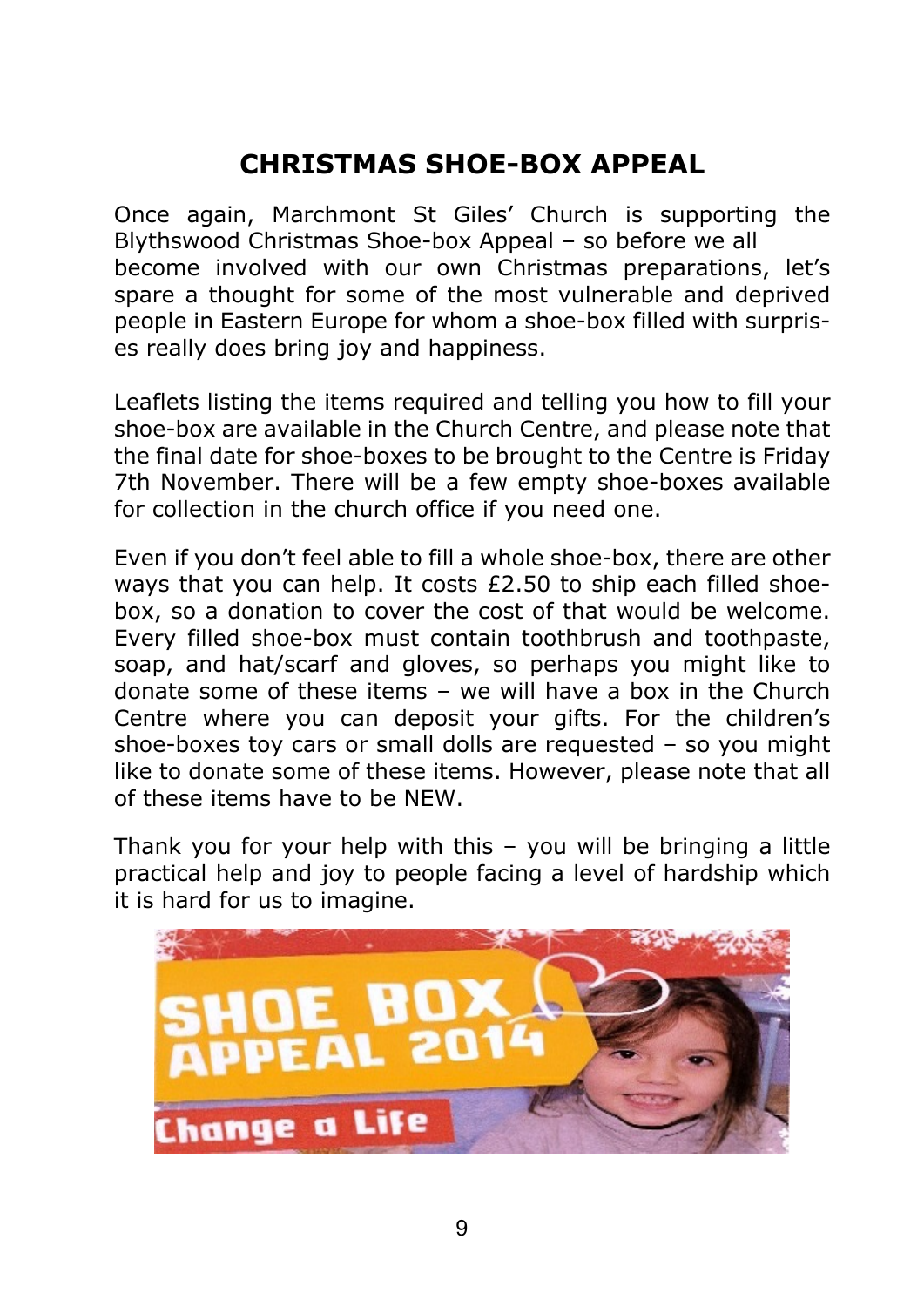# CHRISTMAS SHOE-BOX APPEAL

Once again, Marchmont St Giles' Church is supporting the Blythswood Christmas Shoe-box Appeal – so before we all become involved with our own Christmas preparations, let's spare a thought for some of the most vulnerable and deprived people in Eastern Europe for whom a shoe-box filled with surprises really does bring joy and happiness.

Leaflets listing the items required and telling you how to fill your shoe-box are available in the Church Centre, and please note that the final date for shoe-boxes to be brought to the Centre is Friday 7th November. There will be a few empty shoe-boxes available for collection in the church office if you need one.

Even if you don't feel able to fill a whole shoe-box, there are other ways that you can help. It costs £2.50 to ship each filled shoe-box, so a donation to cover the cost of that would be welcome. Every filled shoe-box must contain toothbrush and toothpaste, soap, and hat/scarf and gloves, so perhaps you might like to donate some of these items – we will have a box in the Church Centre where you can deposit your gifts. For the children's shoe-boxes toy cars or small dolls are requested – so you might like to donate some of these items. However, please note that all of these items have to be NEW.

Thank you for your help with this – you will be bringing a little practical help and joy to people facing a level of hardship which it is hard for us to imagine.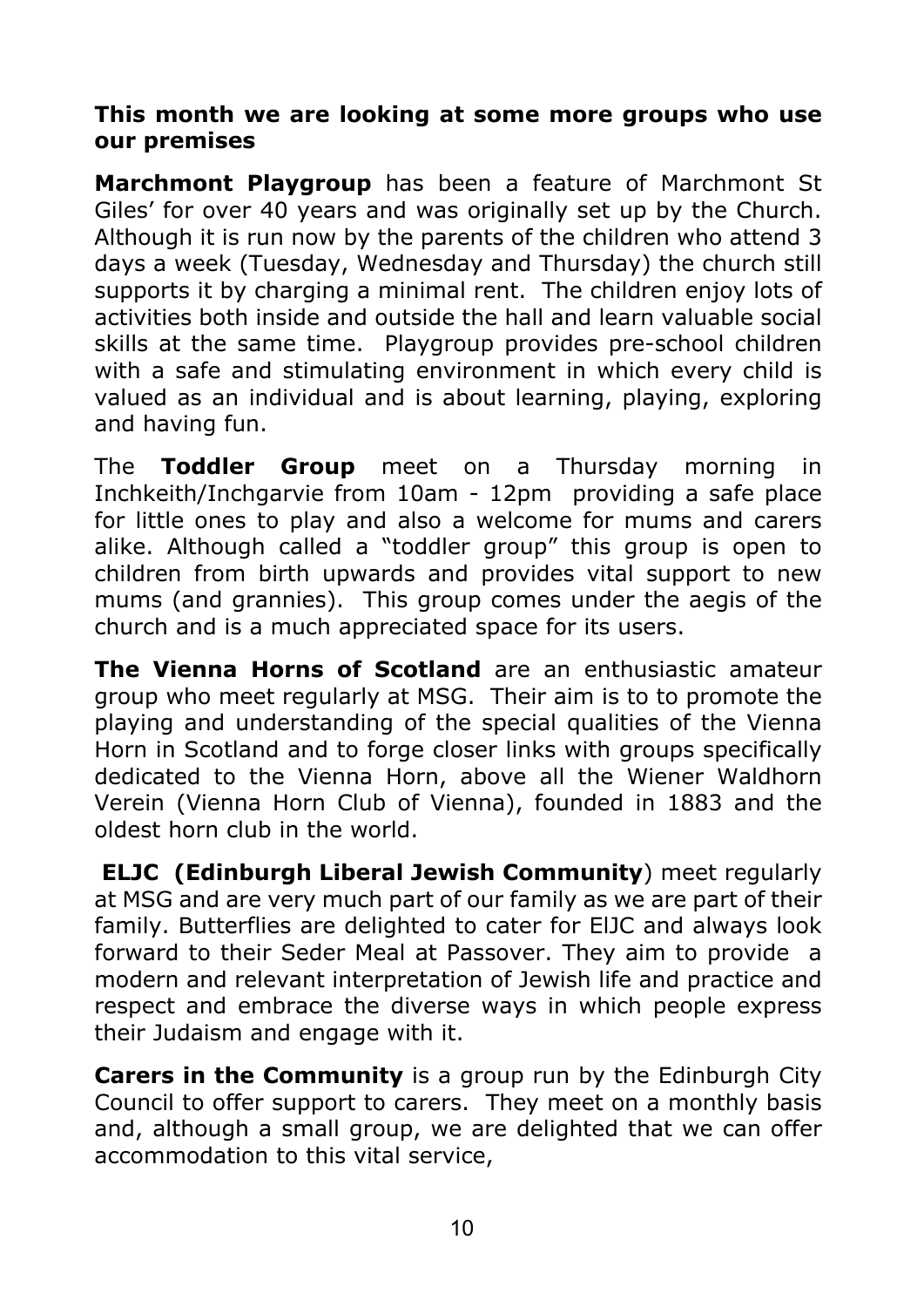**This month we are looking at some more groups who use our premises**

**Marchmont Playgroup** has been a feature of Marchmont St Giles' for over 40 years and was originally set up by the Church. Although it is run now by the parents of the children who attend 3 days a week (Tuesday, Wednesday and Thursday) the church still supports it by charging a minimal rent. The children enjoy lots of activities both inside and outside the hall and learn valuable social skills at the same time. Playgroup provides pre-school children with a safe and stimulating environment in which every child is valued as an individual and is about learning, playing, exploring and having fun.

The **Toddler Group** meet on a Thursday morning in Inchkeith/Inchgarvie from 10am - 12pm providing a safe place for little ones to play and also a welcome for mums and carers alike. Although called a "toddler group" this group is open to children from birth upwards and provides vital support to new mums (and grannies). This group comes under the aegis of the church and is a much appreciated space for its users.

**The Vienna Horns of Scotland** are an enthusiastic amateur group who meet regularly at MSG. Their aim is to to promote the playing and understanding of the special qualities of the Vienna Horn in Scotland and to forge closer links with groups specifically dedicated to the Vienna Horn, above all the Wiener Waldhorn Verein (Vienna Horn Club of Vienna), founded in 1883 and the oldest horn club in the world.

**ELJC (Edinburgh Liberal Jewish Community**) meet regularly at MSG and are very much part of our family as we are part of their family. Butterflies are delighted to cater for ElJC and always look forward to their Seder Meal at Passover. They aim to provide a modern and relevant interpretation of Jewish life and practice and respect and embrace the diverse ways in which people express their Judaism and engage with it.

**Carers in the Community** is a group run by the Edinburgh City Council to offer support to carers. They meet on a monthly basis and, although a small group, we are delighted that we can offer accommodation to this vital service,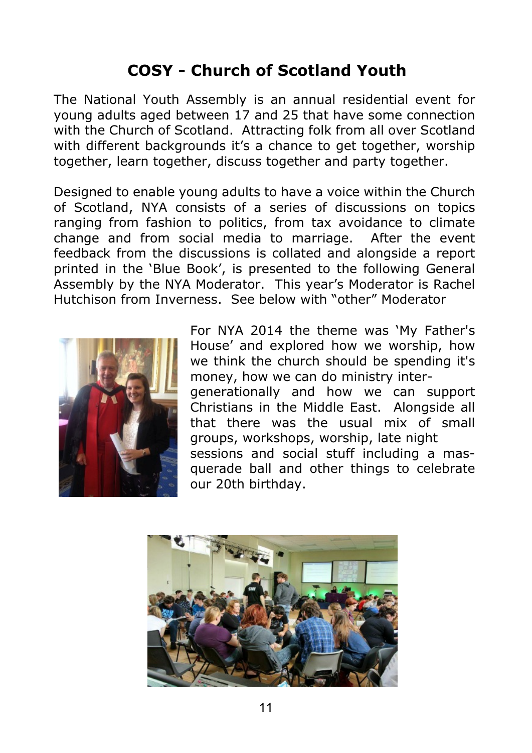# COSY - Church of Scotland Youth

The National Youth Assembly is an annual residential event for young adults aged between 17 and 25 that have some connection with the Church of Scotland. Attracting folk from all over Scotland with different backgrounds it's a chance to get together, worship together, learn together, discuss together and party together.

Designed to enable young adults to have a voice within the Church of Scotland, NYA consists of a series of discussions on topics ranging from fashion to politics, from tax avoidance to climate change and from social media to marriage. After the event feedback from the discussions is collated and alongside a report printed in the 'Blue Book', is presented to the following General Assembly by the NYA Moderator. This year's Moderator is Rachel Hutchison from Inverness. See below with "other" Moderator

For NYA 2014 the theme was 'My Father's House' and explored how we worship, how we think the church should be spending it's money, how we can do ministry inter-generationally and how we can support Christians in the Middle East. Alongside all that there was the usual mix of small groups, workshops, worship, late night sessions and social stuff including a masquerade ball and other things to celebrate our 20th birthday.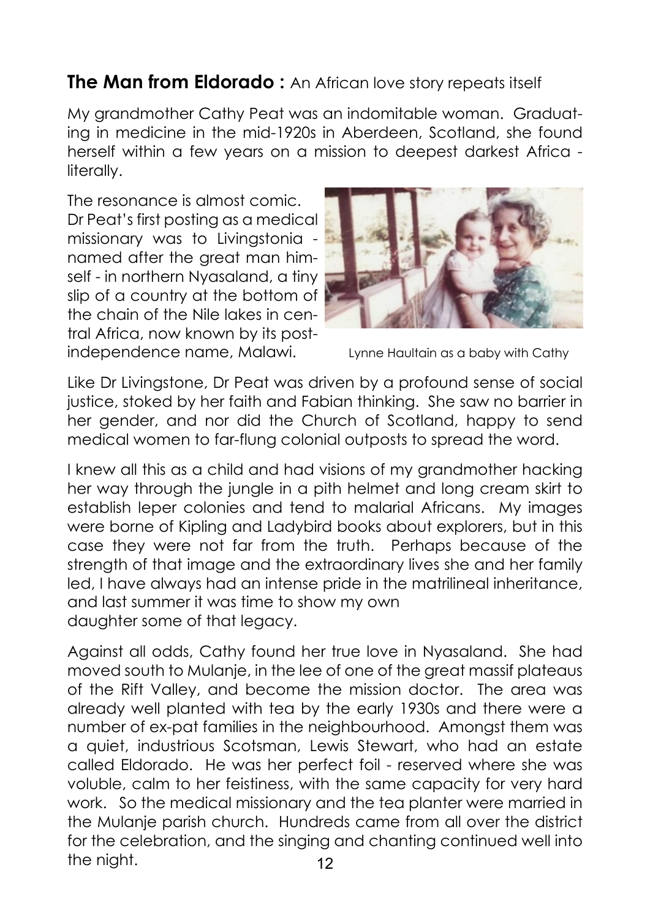## **The Man from Eldorado :** An African love story repeats itself

My grandmother Cathy Peat was an indomitable woman. Graduating in medicine in the mid-1920s in Aberdeen, Scotland, she found herself within a few years on a mission to deepest darkest Africa - literally.

The resonance is almost comic. Dr Peat's first posting as a medical missionary was to Livingstonia - named after the great man himself - in northern Nyasaland, a tiny slip of a country at the bottom of the chain of the Nile lakes in central Africa, now known by its post-independence name, Malawi.

Lynne Haultain as a baby with Cathy

Like Dr Livingstone, Dr Peat was driven by a profound sense of social justice, stoked by her faith and Fabian thinking. She saw no barrier in her gender, and nor did the Church of Scotland, happy to send medical women to far-flung colonial outposts to spread the word.

I knew all this as a child and had visions of my grandmother hacking her way through the jungle in a pith helmet and long cream skirt to establish leper colonies and tend to malarial Africans. My images were borne of Kipling and Ladybird books about explorers, but in this case they were not far from the truth. Perhaps because of the strength of that image and the extraordinary lives she and her family led, I have always had an intense pride in the matrilineal inheritance, and last summer it was time to show my own daughter some of that legacy.

Against all odds, Cathy found her true love in Nyasaland. She had moved south to Mulanje, in the lee of one of the great massif plateaus of the Rift Valley, and become the mission doctor. The area was already well planted with tea by the early 1930s and there were a number of ex-pat families in the neighbourhood. Amongst them was a quiet, industrious Scotsman, Lewis Stewart, who had an estate called Eldorado. He was her perfect foil - reserved where she was voluble, calm to her feistiness, with the same capacity for very hard work. So the medical missionary and the tea planter were married in the Mulanje parish church. Hundreds came from all over the district for the celebration, and the singing and chanting continued well into the night.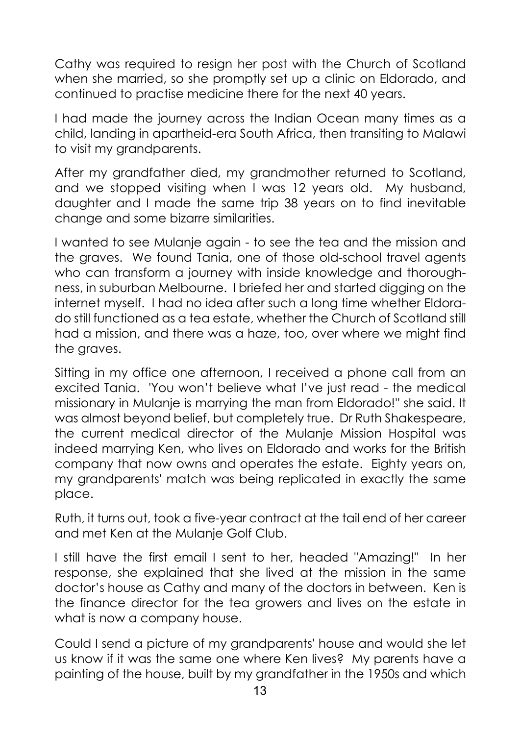Cathy was required to resign her post with the Church of Scotland when she married, so she promptly set up a clinic on Eldorado, and continued to practise medicine there for the next 40 years.

I had made the journey across the Indian Ocean many times as a child, landing in apartheid-era South Africa, then transiting to Malawi to visit my grandparents.

After my grandfather died, my grandmother returned to Scotland, and we stopped visiting when I was 12 years old. My husband, daughter and I made the same trip 38 years on to find inevitable change and some bizarre similarities.

I wanted to see Mulanje again - to see the tea and the mission and the graves. We found Tania, one of those old-school travel agents who can transform a journey with inside knowledge and thoroughness, in suburban Melbourne. I briefed her and started digging on the internet myself. I had no idea after such a long time whether Eldorado still functioned as a tea estate, whether the Church of Scotland still had a mission, and there was a haze, too, over where we might find the graves.

Sitting in my office one afternoon, I received a phone call from an excited Tania. 'You won't believe what I've just read - the medical missionary in Mulanje is marrying the man from Eldorado!" she said. It was almost beyond belief, but completely true. Dr Ruth Shakespeare, the current medical director of the Mulanje Mission Hospital was indeed marrying Ken, who lives on Eldorado and works for the British company that now owns and operates the estate. Eighty years on, my grandparents' match was being replicated in exactly the same place.

Ruth, it turns out, took a five-year contract at the tail end of her career and met Ken at the Mulanje Golf Club.

I still have the first email I sent to her, headed "Amazing!" In her response, she explained that she lived at the mission in the same doctor's house as Cathy and many of the doctors in between. Ken is the finance director for the tea growers and lives on the estate in what is now a company house.

Could I send a picture of my grandparents' house and would she let us know if it was the same one where Ken lives? My parents have a painting of the house, built by my grandfather in the 1950s and which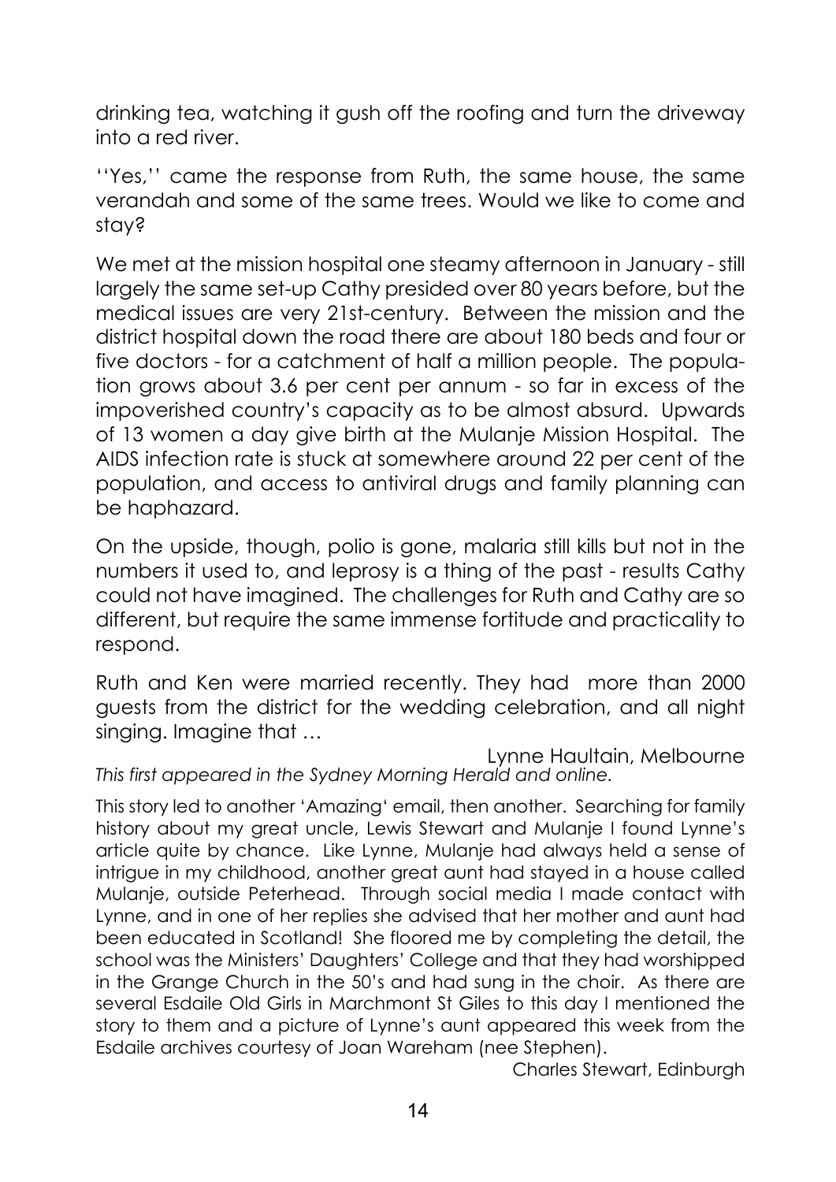drinking tea, watching it gush off the roofing and turn the driveway into a red river.

''Yes,'' came the response from Ruth, the same house, the same verandah and some of the same trees. Would we like to come and stay?

We met at the mission hospital one steamy afternoon in January - still largely the same set-up Cathy presided over 80 years before, but the medical issues are very 21st-century. Between the mission and the district hospital down the road there are about 180 beds and four or five doctors - for a catchment of half a million people. The population grows about 3.6 per cent per annum - so far in excess of the impoverished country's capacity as to be almost absurd. Upwards of 13 women a day give birth at the Mulanje Mission Hospital. The AIDS infection rate is stuck at somewhere around 22 per cent of the population, and access to antiviral drugs and family planning can be haphazard.

On the upside, though, polio is gone, malaria still kills but not in the numbers it used to, and leprosy is a thing of the past - results Cathy could not have imagined. The challenges for Ruth and Cathy are so different, but require the same immense fortitude and practicality to respond.

Ruth and Ken were married recently. They had more than 2000 guests from the district for the wedding celebration, and all night singing. Imagine that …

Lynne Haultain, Melbourne

*This first appeared in the Sydney Morning Herald and online.*

This story led to another 'Amazing' email, then another. Searching for family history about my great uncle, Lewis Stewart and Mulanje I found Lynne's article quite by chance. Like Lynne, Mulanje had always held a sense of intrigue in my childhood, another great aunt had stayed in a house called Mulanje, outside Peterhead. Through social media I made contact with Lynne, and in one of her replies she advised that her mother and aunt had been educated in Scotland! She floored me by completing the detail, the school was the Ministers' Daughters' College and that they had worshipped in the Grange Church in the 50's and had sung in the choir. As there are several Esdaile Old Girls in Marchmont St Giles to this day I mentioned the story to them and a picture of Lynne's aunt appeared this week from the Esdaile archives courtesy of Joan Wareham (nee Stephen).

Charles Stewart, Edinburgh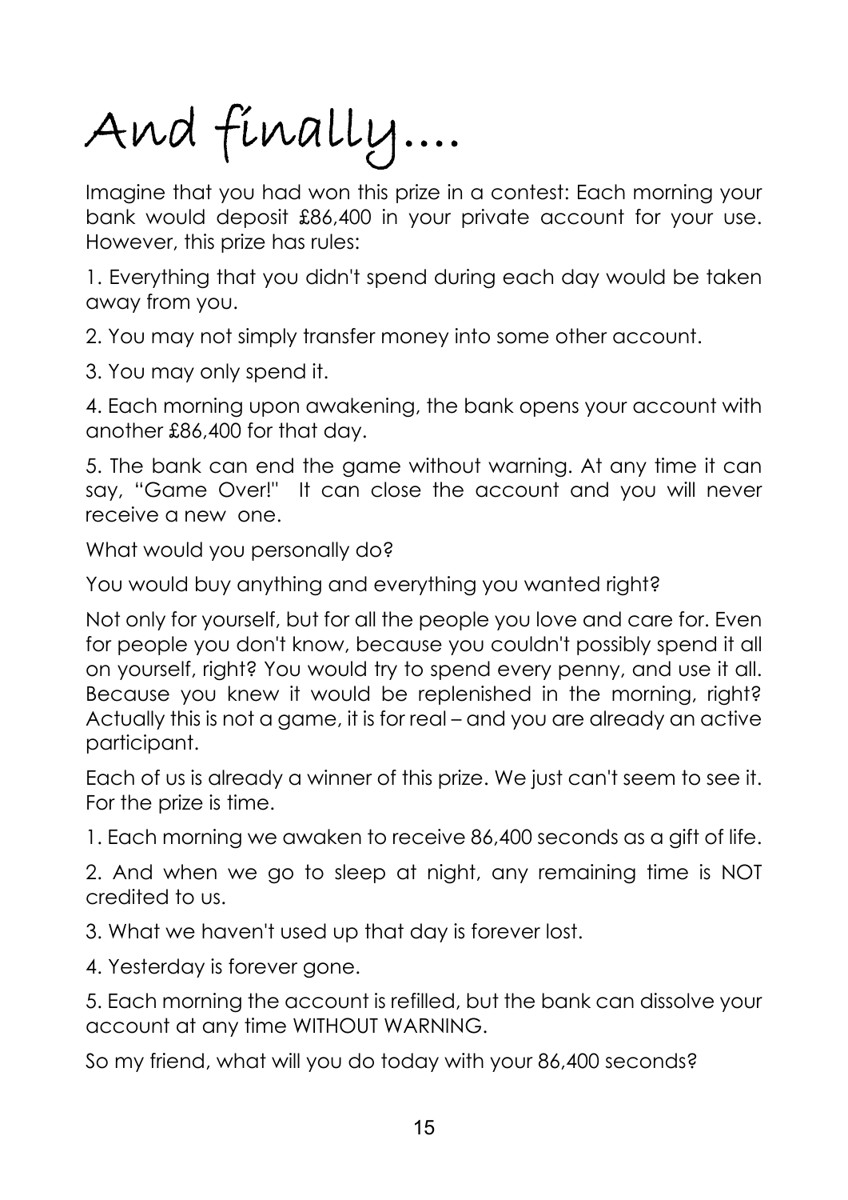# And finally....

Imagine that you had won this prize in a contest: Each morning your bank would deposit £86,400 in your private account for your use. However, this prize has rules:

1. Everything that you didn't spend during each day would be taken away from you.

2. You may not simply transfer money into some other account.

3. You may only spend it.

4. Each morning upon awakening, the bank opens your account with another £86,400 for that day.

5. The bank can end the game without warning. At any time it can say, "Game Over!" It can close the account and you will never receive a new one.

What would you personally do?

You would buy anything and everything you wanted right?

Not only for yourself, but for all the people you love and care for. Even for people you don't know, because you couldn't possibly spend it all on yourself, right? You would try to spend every penny, and use it all. Because you knew it would be replenished in the morning, right? Actually this is not a game, it is for real – and you are already an active participant.

Each of us is already a winner of this prize. We just can't seem to see it. For the prize is time.

1. Each morning we awaken to receive 86,400 seconds as a gift of life.

2. And when we go to sleep at night, any remaining time is NOT credited to us.

3. What we haven't used up that day is forever lost.

4. Yesterday is forever gone.

5. Each morning the account is refilled, but the bank can dissolve your account at any time WITHOUT WARNING.

So my friend, what will you do today with your 86,400 seconds?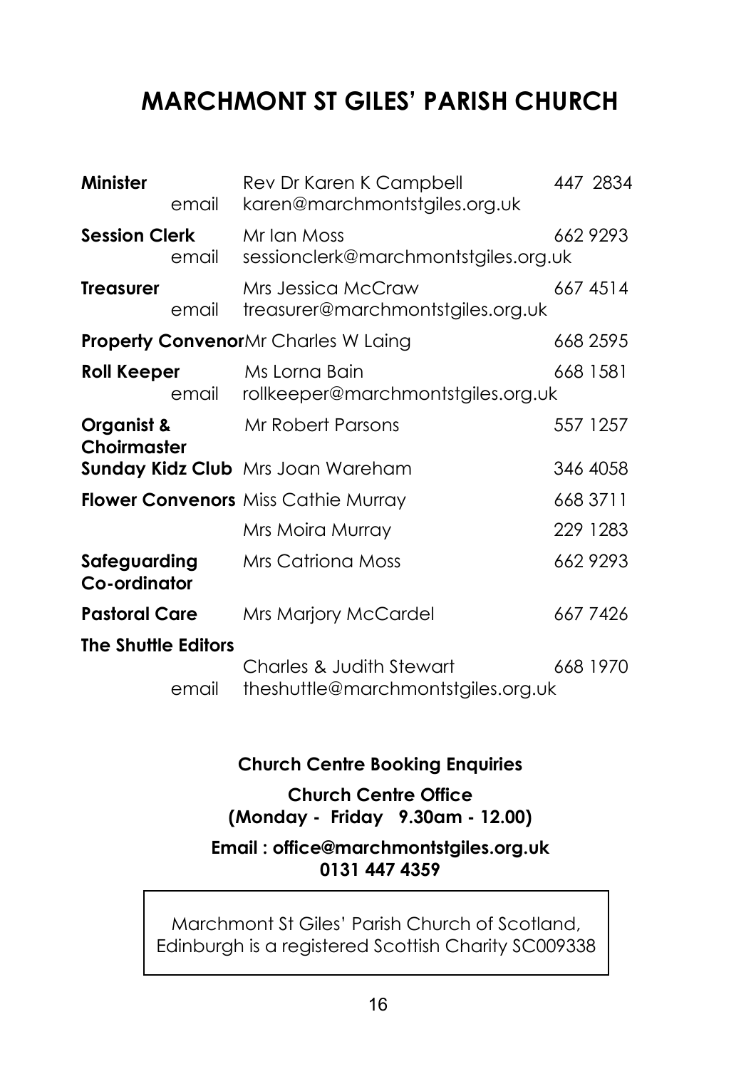# MARCHMONT ST GILES' PARISH CHURCH

| | | |
|---|---|---|
| **Minister** | Rev Dr Karen K Campbell | 447 2834 |
| email | karen@marchmontstgiles.org.uk | |
| **Session Clerk** | Mr Ian Moss | 662 9293 |
| email | sessionclerk@marchmontstgiles.org.uk | |
| **Treasurer** | Mrs Jessica McCraw | 667 4514 |
| email | treasurer@marchmontstgiles.org.uk | |
| **Property Convenor** | Mr Charles W Laing | 668 2595 |
| **Roll Keeper** | Ms Lorna Bain | 668 1581 |
| email | rollkeeper@marchmontstgiles.org.uk | |
| **Organist & Choirmaster** | Mr Robert Parsons | 557 1257 |
| **Sunday Kidz Club** | Mrs Joan Wareham | 346 4058 |
| **Flower Convenors** | Miss Cathie Murray | 668 3711 |
| | Mrs Moira Murray | 229 1283 |
| **Safeguarding Co-ordinator** | Mrs Catriona Moss | 662 9293 |
| **Pastoral Care** | Mrs Marjory McCardel | 667 7426 |
| **The Shuttle Editors** | Charles & Judith Stewart | 668 1970 |
| email | theshuttle@marchmontstgiles.org.uk | |

**Church Centre Booking Enquiries**

**Church Centre Office**
**(Monday - Friday 9.30am - 12.00)**

**Email : office@marchmontstgiles.org.uk**
**0131 447 4359**

Marchmont St Giles' Parish Church of Scotland, Edinburgh is a registered Scottish Charity SC009338